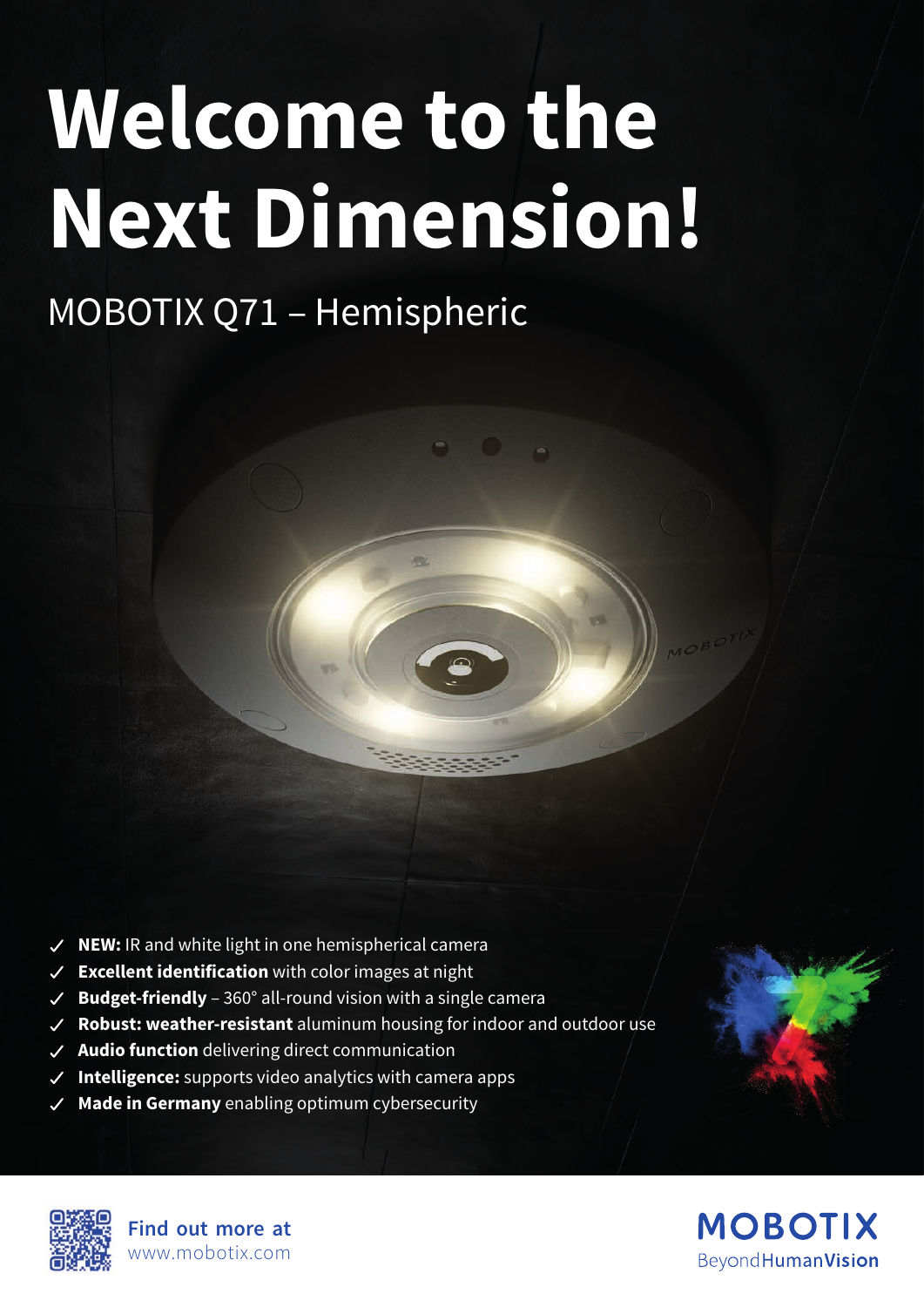# Welcome to the Next Dimension!

## MOBOTIX Q71 – Hemispheric

- ✓ **NEW:** IR and white light in one hemispherical camera
- ✓ **Excellent identification** with color images at night
- ✓ **Budget-friendly** – 360° all-round vision with a single camera
- ✓ **Robust: weather-resistant** aluminum housing for indoor and outdoor use
- ✓ **Audio function** delivering direct communication
- ✓ **Intelligence:** supports video analytics with camera apps
- ✓ **Made in Germany** enabling optimum cybersecurity

**Find out more at**
www.mobotix.com

**MOBOTIX**
Beyond**HumanVision**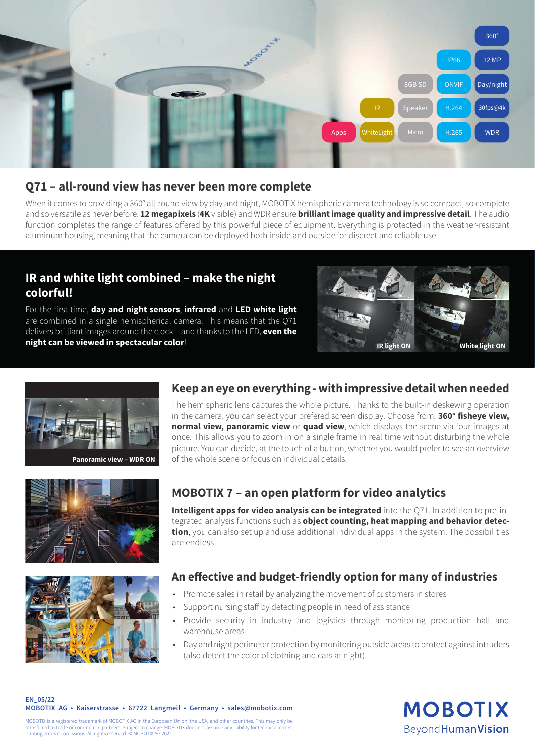360°

IP66 | 12 MP

8GB SD | ONVIF | Day/night

IR | Speaker | H.264 | 30fps@4k

Apps | WhiteLight | Micro | H.265 | WDR

## Q71 – all-round view has never been more complete

When it comes to providing a 360° all-round view by day and night, MOBOTIX hemispheric camera technology is so compact, so complete and so versatile as never before. **12 megapixels** (**4K** visible) and WDR ensure **brilliant image quality and impressive detail**. The audio function completes the range of features offered by this powerful piece of equipment. Everything is protected in the weather-resistant aluminum housing, meaning that the camera can be deployed both inside and outside for discreet and reliable use.

## IR and white light combined – make the night colorful!

For the first time, **day and night sensors**, **infrared** and **LED white light** are combined in a single hemispherical camera. This means that the Q71 delivers brilliant images around the clock – and thanks to the LED, **even the night can be viewed in spectacular color**!

IR light ON

White light ON

## Keep an eye on everything - with impressive detail when needed

Panoramic view – WDR ON

The hemispheric lens captures the whole picture. Thanks to the built-in deskewing operation in the camera, you can select your prefered screen display. Choose from: **360° fisheye view, normal view, panoramic view** or **quad view**, which displays the scene via four images at once. This allows you to zoom in on a single frame in real time without disturbing the whole picture. You can decide, at the touch of a button, whether you would prefer to see an overview of the whole scene or focus on individual details.

## MOBOTIX 7 – an open platform for video analytics

**Intelligent apps for video analysis can be integrated** into the Q71. In addition to pre-integrated analysis functions such as **object counting, heat mapping and behavior detection**, you can also set up and use additional individual apps in the system. The possibilities are endless!

## An effective and budget-friendly option for many of industries

- Promote sales in retail by analyzing the movement of customers in stores
- Support nursing staff by detecting people in need of assistance
- Provide security in industry and logistics through monitoring production hall and warehouse areas
- Day and night perimeter protection by monitoring outside areas to protect against intruders (also detect the color of clothing and cars at night)

**EN_05/22**
**MOBOTIX AG • Kaiserstrasse • 67722 Langmeil • Germany • sales@mobotix.com**

MOBOTIX is a registered trademark of MOBOTIX AG in the European Union, the USA, and other countries. This may only be transferred to trade or commercial partners. Subject to change. MOBOTIX does not assume any liability for technical errors, printing errors or omissions. All rights reserved. © MOBOTIX AG 2022

**MOBOTIX**
Beyond**Human**Vision